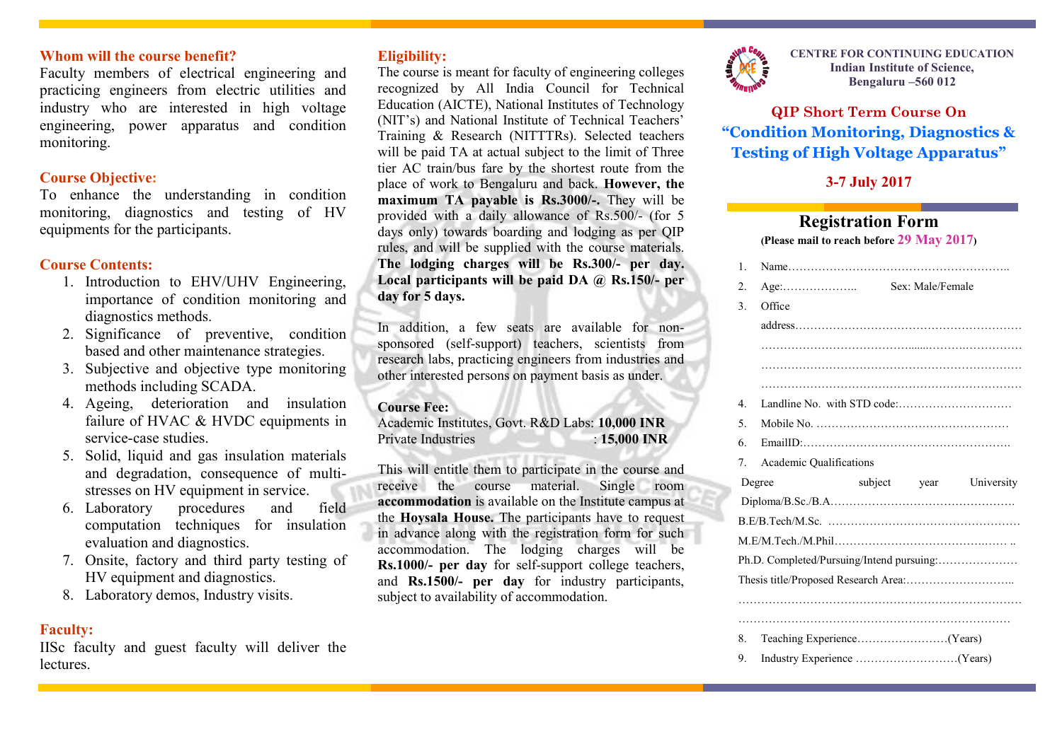## Whom will the course benefit?

Faculty members of electrical engineering and practicing engineers from electric utilities and industry who are interested in high voltage engineering, power apparatus and condition monitoring.

## Course Objective:

To enhance the understanding in condition monitoring, diagnostics and testing of HV equipments for the participants.

## Course Contents:

1. Introduction to EHV/UHV Engineering, importance of condition monitoring and diagnostics methods.
2. Significance of preventive, condition based and other maintenance strategies.
3. Subjective and objective type monitoring methods including SCADA.
4. Ageing, deterioration and insulation failure of HVAC & HVDC equipments in service-case studies.
5. Solid, liquid and gas insulation materials and degradation, consequence of multi-stresses on HV equipment in service.
6. Laboratory procedures and field computation techniques for insulation evaluation and diagnostics.
7. Onsite, factory and third party testing of HV equipment and diagnostics.
8. Laboratory demos, Industry visits.

## Faculty:

IISc faculty and guest faculty will deliver the lectures.

## Eligibility:

The course is meant for faculty of engineering colleges recognized by All India Council for Technical Education (AICTE), National Institutes of Technology (NIT's) and National Institute of Technical Teachers' Training & Research (NITTTRs). Selected teachers will be paid TA at actual subject to the limit of Three tier AC train/bus fare by the shortest route from the place of work to Bengaluru and back. **However, the maximum TA payable is Rs.3000/-.** They will be provided with a daily allowance of Rs.500/- (for 5 days only) towards boarding and lodging as per QIP rules, and will be supplied with the course materials. **The lodging charges will be Rs.300/- per day. Local participants will be paid DA @ Rs.150/- per day for 5 days.**

In addition, a few seats are available for non-sponsored (self-support) teachers, scientists from research labs, practicing engineers from industries and other interested persons on payment basis as under.

**Course Fee:**

Academic Institutes, Govt. R&D Labs: **10,000 INR**
Private Industries : **15,000 INR**

This will entitle them to participate in the course and receive the course material. Single room **accommodation** is available on the Institute campus at the **Hoysala House.** The participants have to request in advance along with the registration form for such accommodation. The lodging charges will be **Rs.1000/- per day** for self-support college teachers, and **Rs.1500/- per day** for industry participants, subject to availability of accommodation.

**CENTRE FOR CONTINUING EDUCATION**
**Indian Institute of Science,**
**Bengaluru –560 012**

## QIP Short Term Course On
## "Condition Monitoring, Diagnostics & Testing of High Voltage Apparatus"

**3-7 July 2017**

## Registration Form

**(Please mail to reach before 29 May 2017)**

1. Name…………………………………………………..
2. Age:……………….. Sex: Male/Female
3. Office address……………………………………………………
   ……………………………………………………………
   ……………………………………………………………
   ……………………………………………………………
4. Landline No. with STD code:…………………………
5. Mobile No. ……………………………………………
6. EmailID:………………………………………………….
7. Academic Qualifications

| Degree | subject | year | University |
|---|---|---|---|
| Diploma/B.Sc./B.A…………………………………………. | | | |
| B.E/B.Tech/M.Sc. …………………………………………… | | | |
| M.E/M.Tech./M.Phil……………………………………… .. | | | |

Ph.D. Completed/Pursuing/Intend pursuing:…………………
Thesis title/Proposed Research Area:………………………..
……………………………………………………………………
……………………………………………………………………

8. Teaching Experience……………………(Years)
9. Industry Experience ………………………(Years)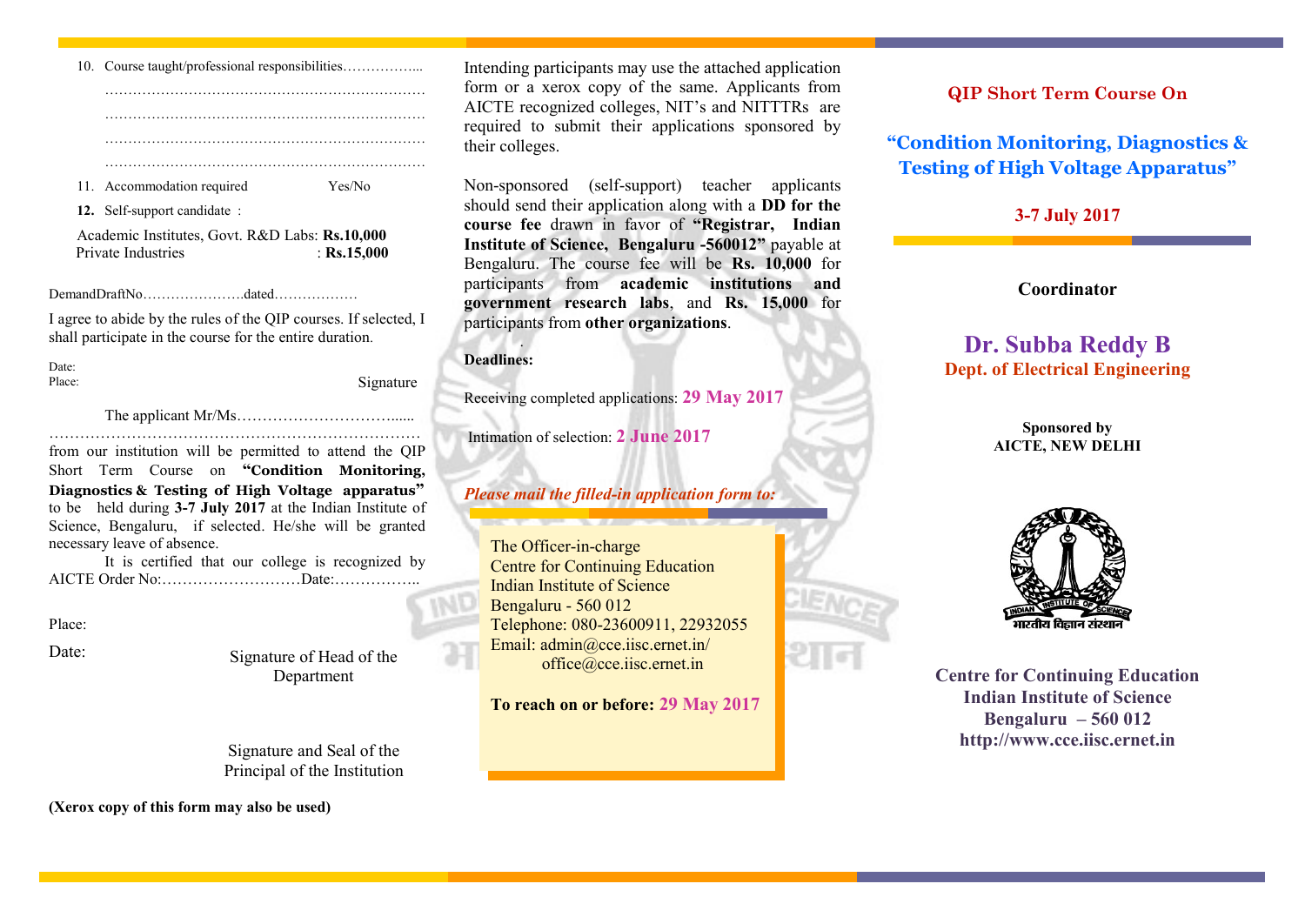10. Course taught/professional responsibilities……………...

………………………………………………………………

………………………………………………………………

………………………………………………………………

………………………………………………………………

11. Accommodation required Yes/No

**12.** Self-support candidate :

Academic Institutes, Govt. R&D Labs: **Rs.10,000**
Private Industries : **Rs.15,000**

DemandDraftNo………………….dated………………

I agree to abide by the rules of the QIP courses. If selected, I shall participate in the course for the entire duration.

Date:
Place:

Signature

The applicant Mr/Ms…………………………......

………………………………………………………………… from our institution will be permitted to attend the QIP Short Term Course on **"Condition Monitoring, Diagnostics & Testing of High Voltage apparatus"** to be held during **3-7 July 2017** at the Indian Institute of Science, Bengaluru, if selected. He/she will be granted necessary leave of absence.

It is certified that our college is recognized by AICTE Order No:………………………Date:……………..

Place:

Date:

Signature of Head of the Department

Signature and Seal of the Principal of the Institution

**(Xerox copy of this form may also be used)**

Intending participants may use the attached application form or a xerox copy of the same. Applicants from AICTE recognized colleges, NIT's and NITTTRs are required to submit their applications sponsored by their colleges.

Non-sponsored (self-support) teacher applicants should send their application along with a **DD for the course fee** drawn in favor of **"Registrar, Indian Institute of Science, Bengaluru -560012"** payable at Bengaluru. The course fee will be **Rs. 10,000** for participants from **academic institutions and government research labs**, and **Rs. 15,000** for participants from **other organizations**.

**Deadlines:**

Receiving completed applications: **29 May 2017**

Intimation of selection: **2 June 2017**

***Please mail the filled-in application form to:***

The Officer-in-charge
Centre for Continuing Education
Indian Institute of Science
Bengaluru - 560 012
Telephone: 080-23600911, 22932055
Email: admin@cce.iisc.ernet.in/
office@cce.iisc.ernet.in

**To reach on or before: 29 May 2017**

## QIP Short Term Course On

# "Condition Monitoring, Diagnostics & Testing of High Voltage Apparatus"

**3-7 July 2017**

**Coordinator**

## Dr. Subba Reddy B

**Dept. of Electrical Engineering**

**Sponsored by**
**AICTE, NEW DELHI**

**Centre for Continuing Education**
**Indian Institute of Science**
**Bengaluru – 560 012**
**http://www.cce.iisc.ernet.in**